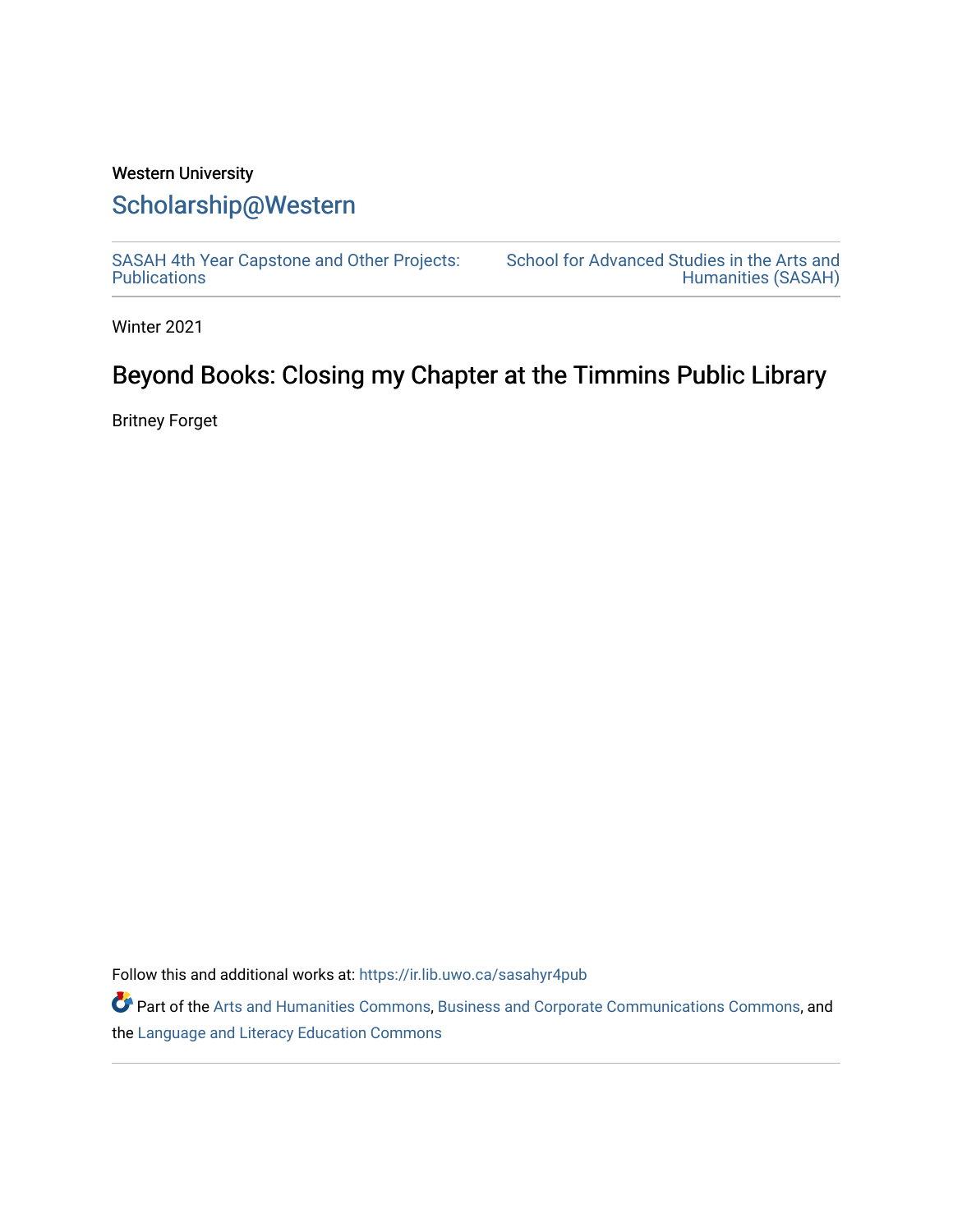Western University

# Scholarship@Western

SASAH 4th Year Capstone and Other Projects: Publications

School for Advanced Studies in the Arts and Humanities (SASAH)

Winter 2021

## Beyond Books: Closing my Chapter at the Timmins Public Library

Britney Forget

Follow this and additional works at: https://ir.lib.uwo.ca/sasahyr4pub

Part of the Arts and Humanities Commons, Business and Corporate Communications Commons, and the Language and Literacy Education Commons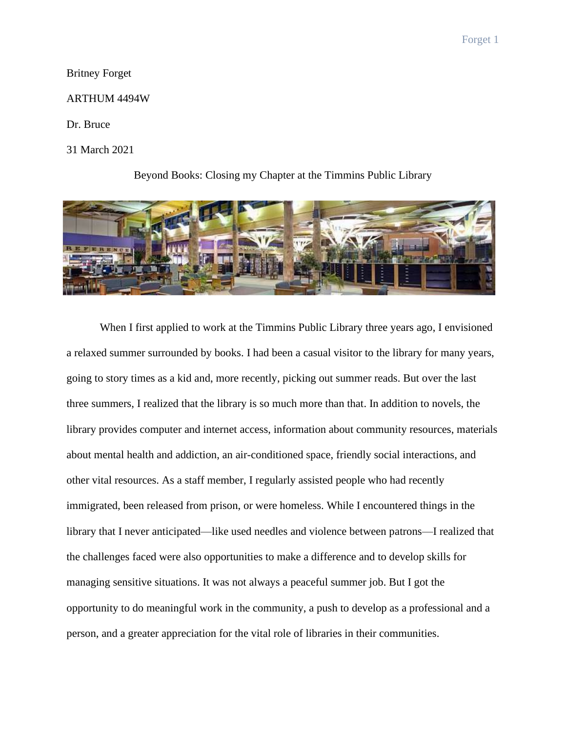Britney Forget

ARTHUM 4494W

Dr. Bruce

31 March 2021

Beyond Books: Closing my Chapter at the Timmins Public Library

When I first applied to work at the Timmins Public Library three years ago, I envisioned a relaxed summer surrounded by books. I had been a casual visitor to the library for many years, going to story times as a kid and, more recently, picking out summer reads. But over the last three summers, I realized that the library is so much more than that. In addition to novels, the library provides computer and internet access, information about community resources, materials about mental health and addiction, an air-conditioned space, friendly social interactions, and other vital resources. As a staff member, I regularly assisted people who had recently immigrated, been released from prison, or were homeless. While I encountered things in the library that I never anticipated—like used needles and violence between patrons—I realized that the challenges faced were also opportunities to make a difference and to develop skills for managing sensitive situations. It was not always a peaceful summer job. But I got the opportunity to do meaningful work in the community, a push to develop as a professional and a person, and a greater appreciation for the vital role of libraries in their communities.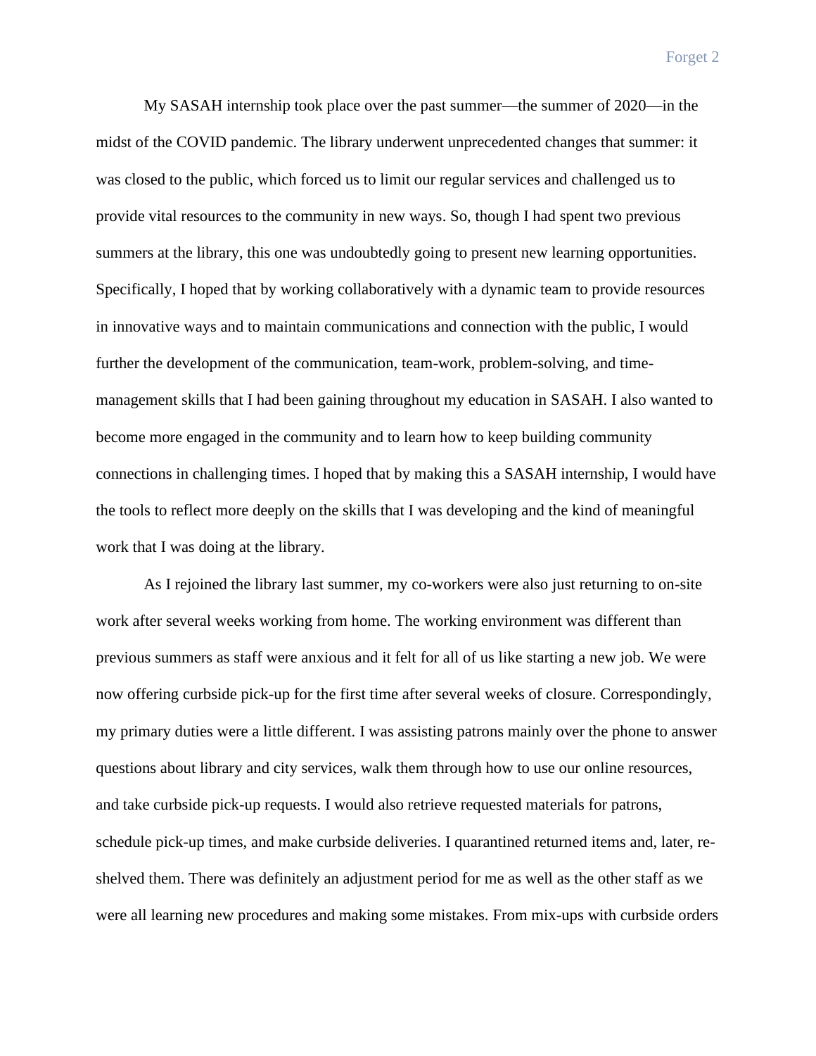My SASAH internship took place over the past summer—the summer of 2020—in the midst of the COVID pandemic. The library underwent unprecedented changes that summer: it was closed to the public, which forced us to limit our regular services and challenged us to provide vital resources to the community in new ways. So, though I had spent two previous summers at the library, this one was undoubtedly going to present new learning opportunities. Specifically, I hoped that by working collaboratively with a dynamic team to provide resources in innovative ways and to maintain communications and connection with the public, I would further the development of the communication, team-work, problem-solving, and time-management skills that I had been gaining throughout my education in SASAH. I also wanted to become more engaged in the community and to learn how to keep building community connections in challenging times. I hoped that by making this a SASAH internship, I would have the tools to reflect more deeply on the skills that I was developing and the kind of meaningful work that I was doing at the library.

As I rejoined the library last summer, my co-workers were also just returning to on-site work after several weeks working from home. The working environment was different than previous summers as staff were anxious and it felt for all of us like starting a new job. We were now offering curbside pick-up for the first time after several weeks of closure. Correspondingly, my primary duties were a little different. I was assisting patrons mainly over the phone to answer questions about library and city services, walk them through how to use our online resources, and take curbside pick-up requests. I would also retrieve requested materials for patrons, schedule pick-up times, and make curbside deliveries. I quarantined returned items and, later, re-shelved them. There was definitely an adjustment period for me as well as the other staff as we were all learning new procedures and making some mistakes. From mix-ups with curbside orders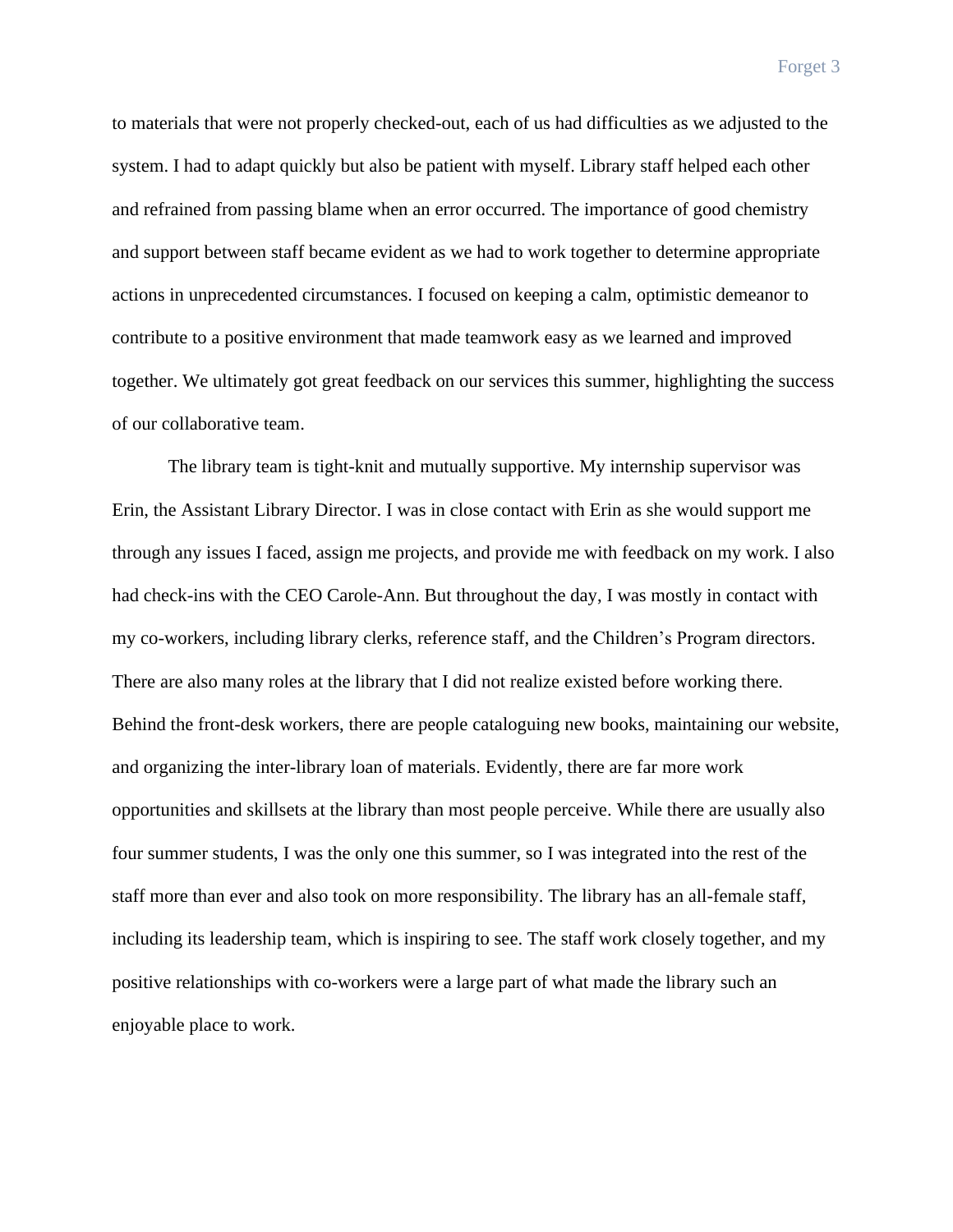to materials that were not properly checked-out, each of us had difficulties as we adjusted to the system. I had to adapt quickly but also be patient with myself. Library staff helped each other and refrained from passing blame when an error occurred. The importance of good chemistry and support between staff became evident as we had to work together to determine appropriate actions in unprecedented circumstances. I focused on keeping a calm, optimistic demeanor to contribute to a positive environment that made teamwork easy as we learned and improved together. We ultimately got great feedback on our services this summer, highlighting the success of our collaborative team.

The library team is tight-knit and mutually supportive. My internship supervisor was Erin, the Assistant Library Director. I was in close contact with Erin as she would support me through any issues I faced, assign me projects, and provide me with feedback on my work. I also had check-ins with the CEO Carole-Ann. But throughout the day, I was mostly in contact with my co-workers, including library clerks, reference staff, and the Children's Program directors. There are also many roles at the library that I did not realize existed before working there. Behind the front-desk workers, there are people cataloguing new books, maintaining our website, and organizing the inter-library loan of materials. Evidently, there are far more work opportunities and skillsets at the library than most people perceive. While there are usually also four summer students, I was the only one this summer, so I was integrated into the rest of the staff more than ever and also took on more responsibility. The library has an all-female staff, including its leadership team, which is inspiring to see. The staff work closely together, and my positive relationships with co-workers were a large part of what made the library such an enjoyable place to work.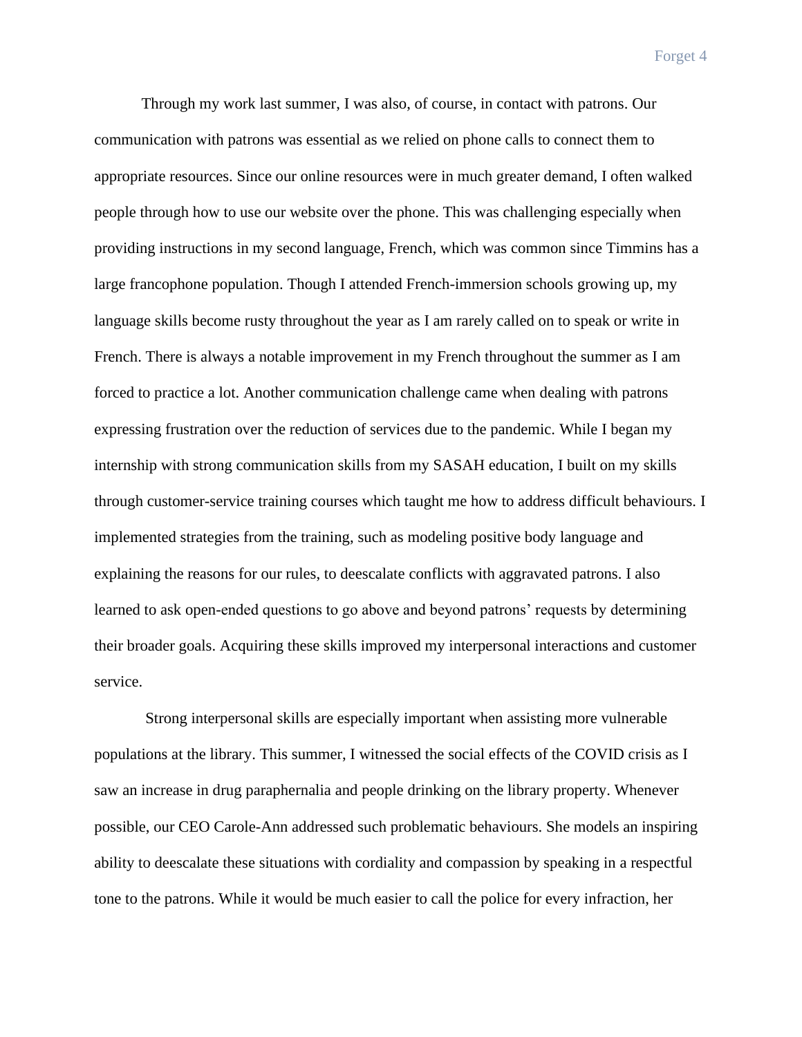Through my work last summer, I was also, of course, in contact with patrons. Our communication with patrons was essential as we relied on phone calls to connect them to appropriate resources. Since our online resources were in much greater demand, I often walked people through how to use our website over the phone. This was challenging especially when providing instructions in my second language, French, which was common since Timmins has a large francophone population. Though I attended French-immersion schools growing up, my language skills become rusty throughout the year as I am rarely called on to speak or write in French. There is always a notable improvement in my French throughout the summer as I am forced to practice a lot. Another communication challenge came when dealing with patrons expressing frustration over the reduction of services due to the pandemic. While I began my internship with strong communication skills from my SASAH education, I built on my skills through customer-service training courses which taught me how to address difficult behaviours. I implemented strategies from the training, such as modeling positive body language and explaining the reasons for our rules, to deescalate conflicts with aggravated patrons. I also learned to ask open-ended questions to go above and beyond patrons' requests by determining their broader goals. Acquiring these skills improved my interpersonal interactions and customer service.

Strong interpersonal skills are especially important when assisting more vulnerable populations at the library. This summer, I witnessed the social effects of the COVID crisis as I saw an increase in drug paraphernalia and people drinking on the library property. Whenever possible, our CEO Carole-Ann addressed such problematic behaviours. She models an inspiring ability to deescalate these situations with cordiality and compassion by speaking in a respectful tone to the patrons. While it would be much easier to call the police for every infraction, her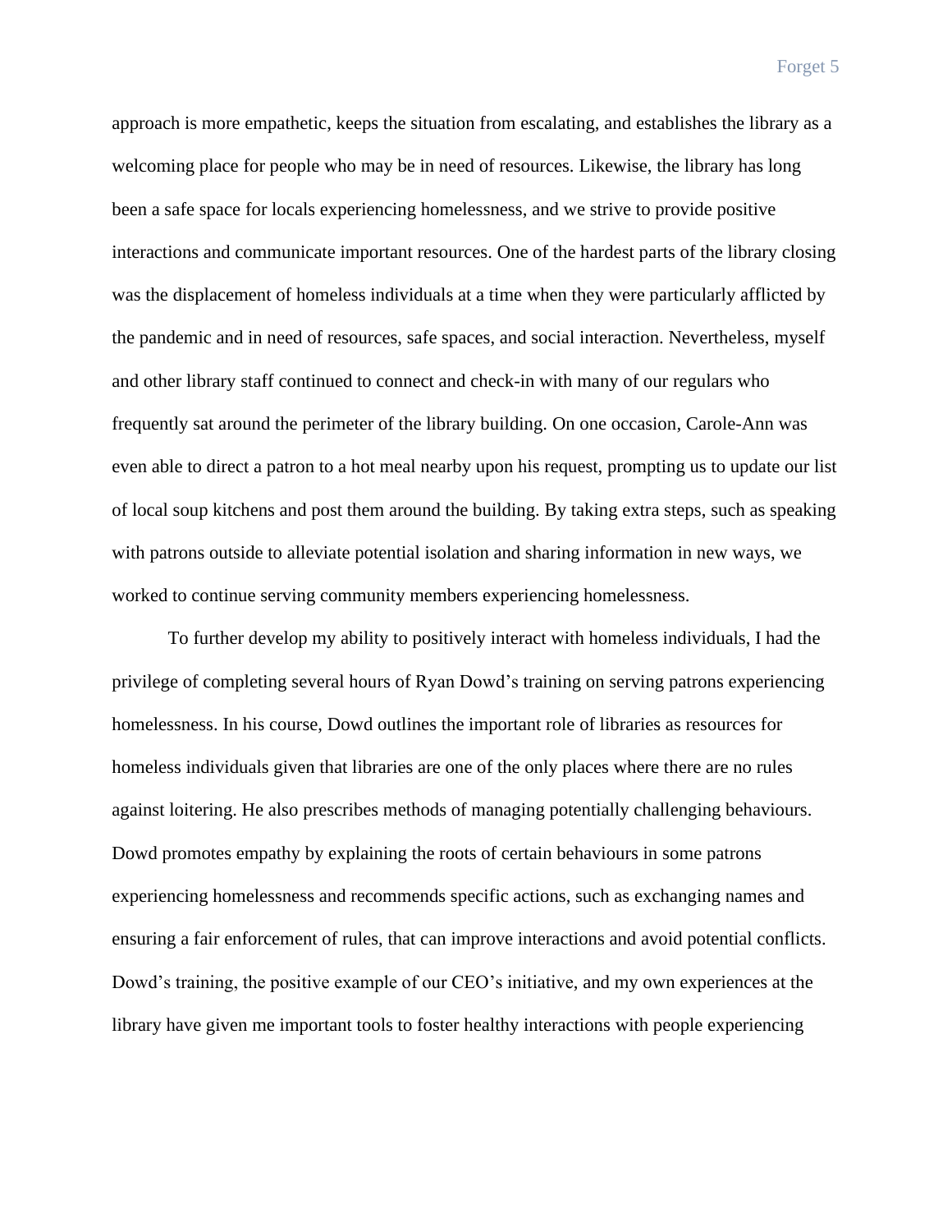approach is more empathetic, keeps the situation from escalating, and establishes the library as a welcoming place for people who may be in need of resources. Likewise, the library has long been a safe space for locals experiencing homelessness, and we strive to provide positive interactions and communicate important resources. One of the hardest parts of the library closing was the displacement of homeless individuals at a time when they were particularly afflicted by the pandemic and in need of resources, safe spaces, and social interaction. Nevertheless, myself and other library staff continued to connect and check-in with many of our regulars who frequently sat around the perimeter of the library building. On one occasion, Carole-Ann was even able to direct a patron to a hot meal nearby upon his request, prompting us to update our list of local soup kitchens and post them around the building. By taking extra steps, such as speaking with patrons outside to alleviate potential isolation and sharing information in new ways, we worked to continue serving community members experiencing homelessness.

To further develop my ability to positively interact with homeless individuals, I had the privilege of completing several hours of Ryan Dowd's training on serving patrons experiencing homelessness. In his course, Dowd outlines the important role of libraries as resources for homeless individuals given that libraries are one of the only places where there are no rules against loitering. He also prescribes methods of managing potentially challenging behaviours. Dowd promotes empathy by explaining the roots of certain behaviours in some patrons experiencing homelessness and recommends specific actions, such as exchanging names and ensuring a fair enforcement of rules, that can improve interactions and avoid potential conflicts. Dowd's training, the positive example of our CEO's initiative, and my own experiences at the library have given me important tools to foster healthy interactions with people experiencing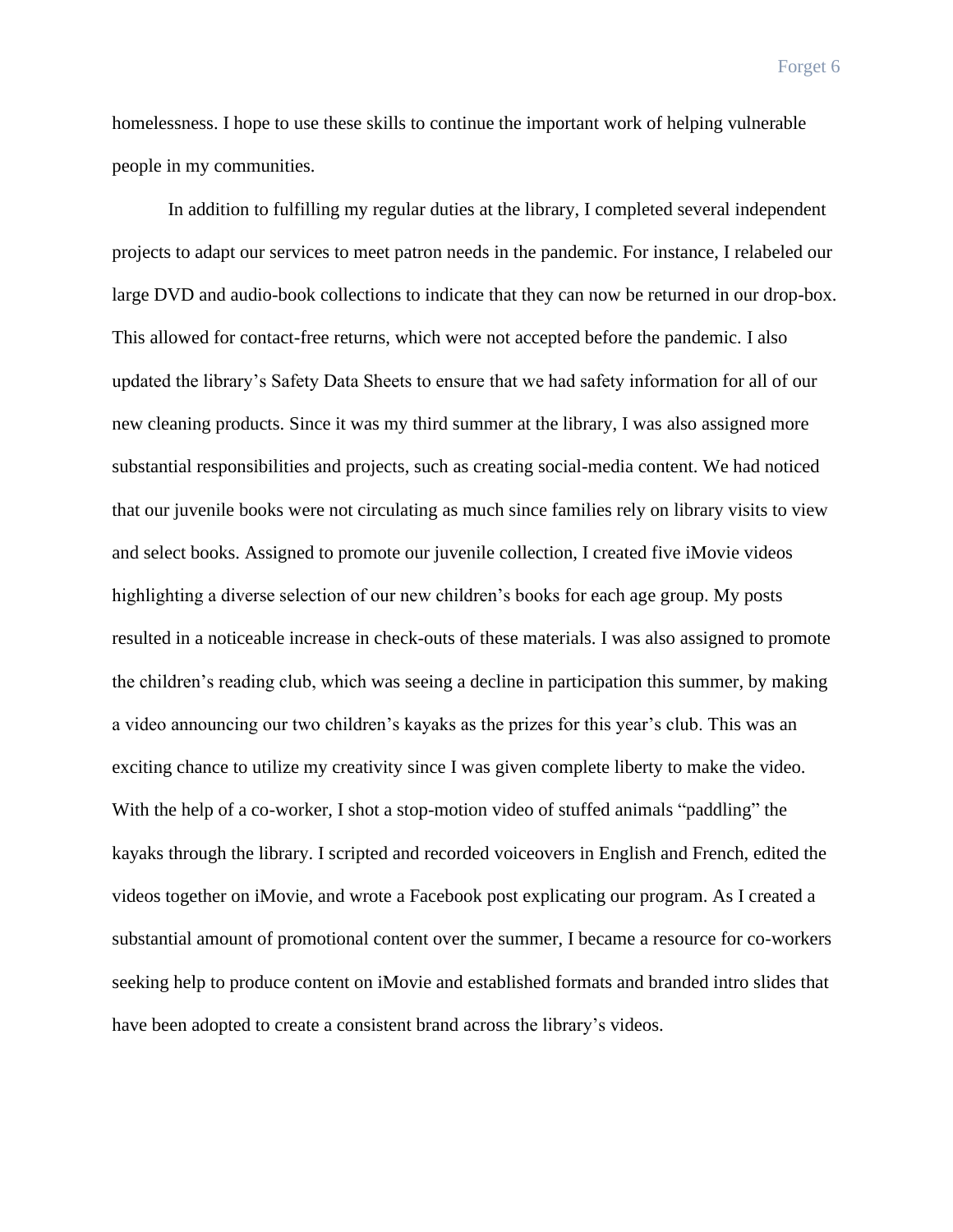homelessness. I hope to use these skills to continue the important work of helping vulnerable people in my communities.

In addition to fulfilling my regular duties at the library, I completed several independent projects to adapt our services to meet patron needs in the pandemic. For instance, I relabeled our large DVD and audio-book collections to indicate that they can now be returned in our drop-box. This allowed for contact-free returns, which were not accepted before the pandemic. I also updated the library's Safety Data Sheets to ensure that we had safety information for all of our new cleaning products. Since it was my third summer at the library, I was also assigned more substantial responsibilities and projects, such as creating social-media content. We had noticed that our juvenile books were not circulating as much since families rely on library visits to view and select books. Assigned to promote our juvenile collection, I created five iMovie videos highlighting a diverse selection of our new children's books for each age group. My posts resulted in a noticeable increase in check-outs of these materials. I was also assigned to promote the children's reading club, which was seeing a decline in participation this summer, by making a video announcing our two children's kayaks as the prizes for this year's club. This was an exciting chance to utilize my creativity since I was given complete liberty to make the video. With the help of a co-worker, I shot a stop-motion video of stuffed animals "paddling" the kayaks through the library. I scripted and recorded voiceovers in English and French, edited the videos together on iMovie, and wrote a Facebook post explicating our program. As I created a substantial amount of promotional content over the summer, I became a resource for co-workers seeking help to produce content on iMovie and established formats and branded intro slides that have been adopted to create a consistent brand across the library's videos.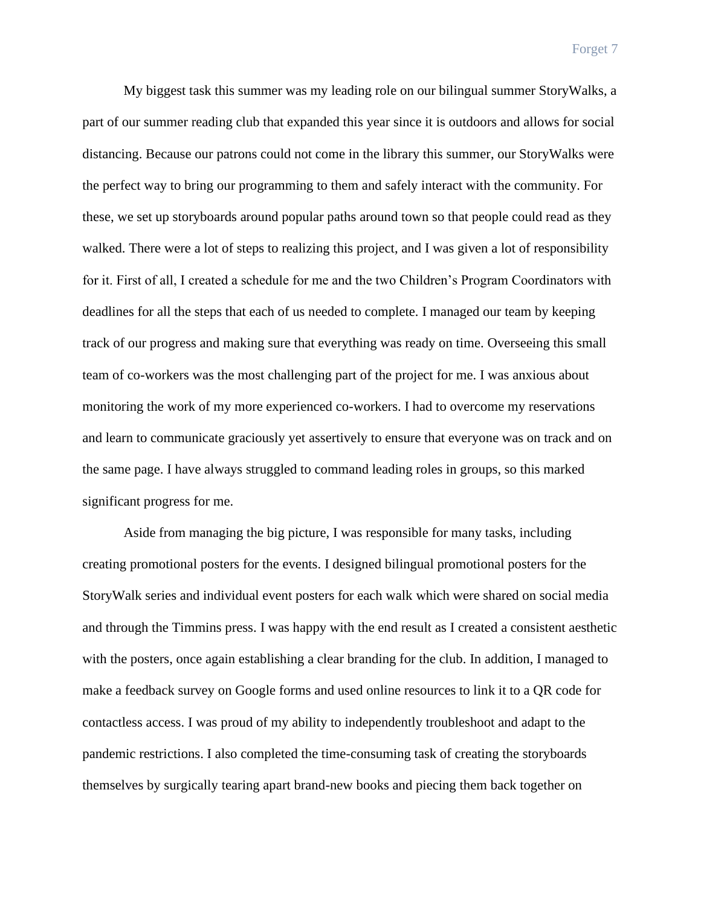My biggest task this summer was my leading role on our bilingual summer StoryWalks, a part of our summer reading club that expanded this year since it is outdoors and allows for social distancing. Because our patrons could not come in the library this summer, our StoryWalks were the perfect way to bring our programming to them and safely interact with the community. For these, we set up storyboards around popular paths around town so that people could read as they walked. There were a lot of steps to realizing this project, and I was given a lot of responsibility for it. First of all, I created a schedule for me and the two Children's Program Coordinators with deadlines for all the steps that each of us needed to complete. I managed our team by keeping track of our progress and making sure that everything was ready on time. Overseeing this small team of co-workers was the most challenging part of the project for me. I was anxious about monitoring the work of my more experienced co-workers. I had to overcome my reservations and learn to communicate graciously yet assertively to ensure that everyone was on track and on the same page. I have always struggled to command leading roles in groups, so this marked significant progress for me.

Aside from managing the big picture, I was responsible for many tasks, including creating promotional posters for the events. I designed bilingual promotional posters for the StoryWalk series and individual event posters for each walk which were shared on social media and through the Timmins press. I was happy with the end result as I created a consistent aesthetic with the posters, once again establishing a clear branding for the club. In addition, I managed to make a feedback survey on Google forms and used online resources to link it to a QR code for contactless access. I was proud of my ability to independently troubleshoot and adapt to the pandemic restrictions. I also completed the time-consuming task of creating the storyboards themselves by surgically tearing apart brand-new books and piecing them back together on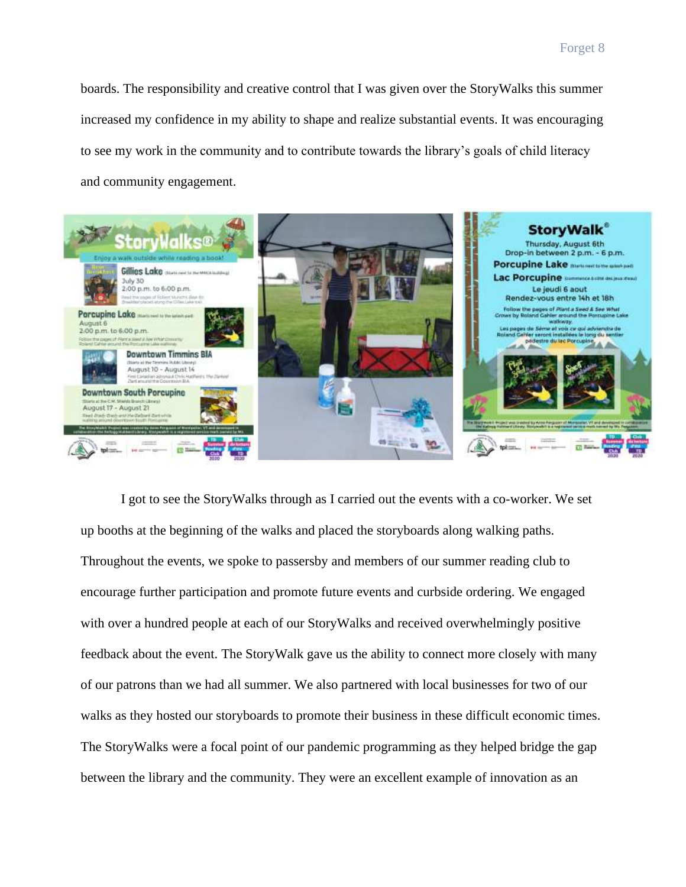boards. The responsibility and creative control that I was given over the StoryWalks this summer increased my confidence in my ability to shape and realize substantial events. It was encouraging to see my work in the community and to contribute towards the library's goals of child literacy and community engagement.

I got to see the StoryWalks through as I carried out the events with a co-worker. We set up booths at the beginning of the walks and placed the storyboards along walking paths. Throughout the events, we spoke to passersby and members of our summer reading club to encourage further participation and promote future events and curbside ordering. We engaged with over a hundred people at each of our StoryWalks and received overwhelmingly positive feedback about the event. The StoryWalk gave us the ability to connect more closely with many of our patrons than we had all summer. We also partnered with local businesses for two of our walks as they hosted our storyboards to promote their business in these difficult economic times. The StoryWalks were a focal point of our pandemic programming as they helped bridge the gap between the library and the community. They were an excellent example of innovation as an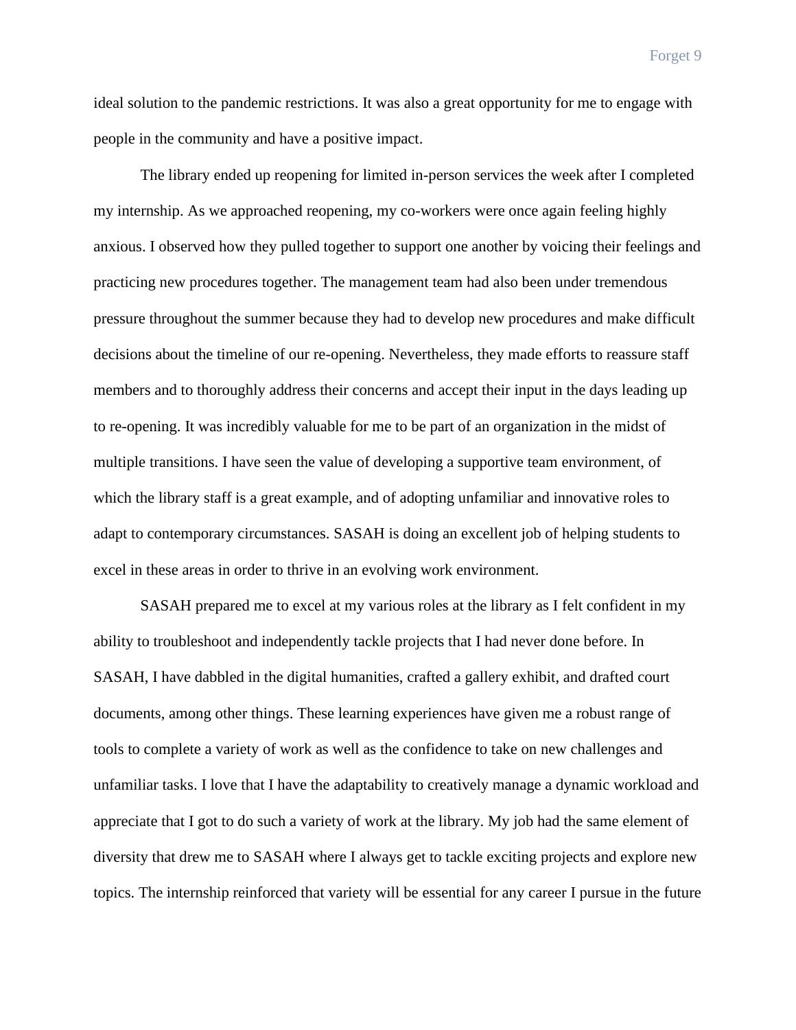ideal solution to the pandemic restrictions. It was also a great opportunity for me to engage with people in the community and have a positive impact.

The library ended up reopening for limited in-person services the week after I completed my internship. As we approached reopening, my co-workers were once again feeling highly anxious. I observed how they pulled together to support one another by voicing their feelings and practicing new procedures together. The management team had also been under tremendous pressure throughout the summer because they had to develop new procedures and make difficult decisions about the timeline of our re-opening. Nevertheless, they made efforts to reassure staff members and to thoroughly address their concerns and accept their input in the days leading up to re-opening. It was incredibly valuable for me to be part of an organization in the midst of multiple transitions. I have seen the value of developing a supportive team environment, of which the library staff is a great example, and of adopting unfamiliar and innovative roles to adapt to contemporary circumstances. SASAH is doing an excellent job of helping students to excel in these areas in order to thrive in an evolving work environment.

SASAH prepared me to excel at my various roles at the library as I felt confident in my ability to troubleshoot and independently tackle projects that I had never done before. In SASAH, I have dabbled in the digital humanities, crafted a gallery exhibit, and drafted court documents, among other things. These learning experiences have given me a robust range of tools to complete a variety of work as well as the confidence to take on new challenges and unfamiliar tasks. I love that I have the adaptability to creatively manage a dynamic workload and appreciate that I got to do such a variety of work at the library. My job had the same element of diversity that drew me to SASAH where I always get to tackle exciting projects and explore new topics. The internship reinforced that variety will be essential for any career I pursue in the future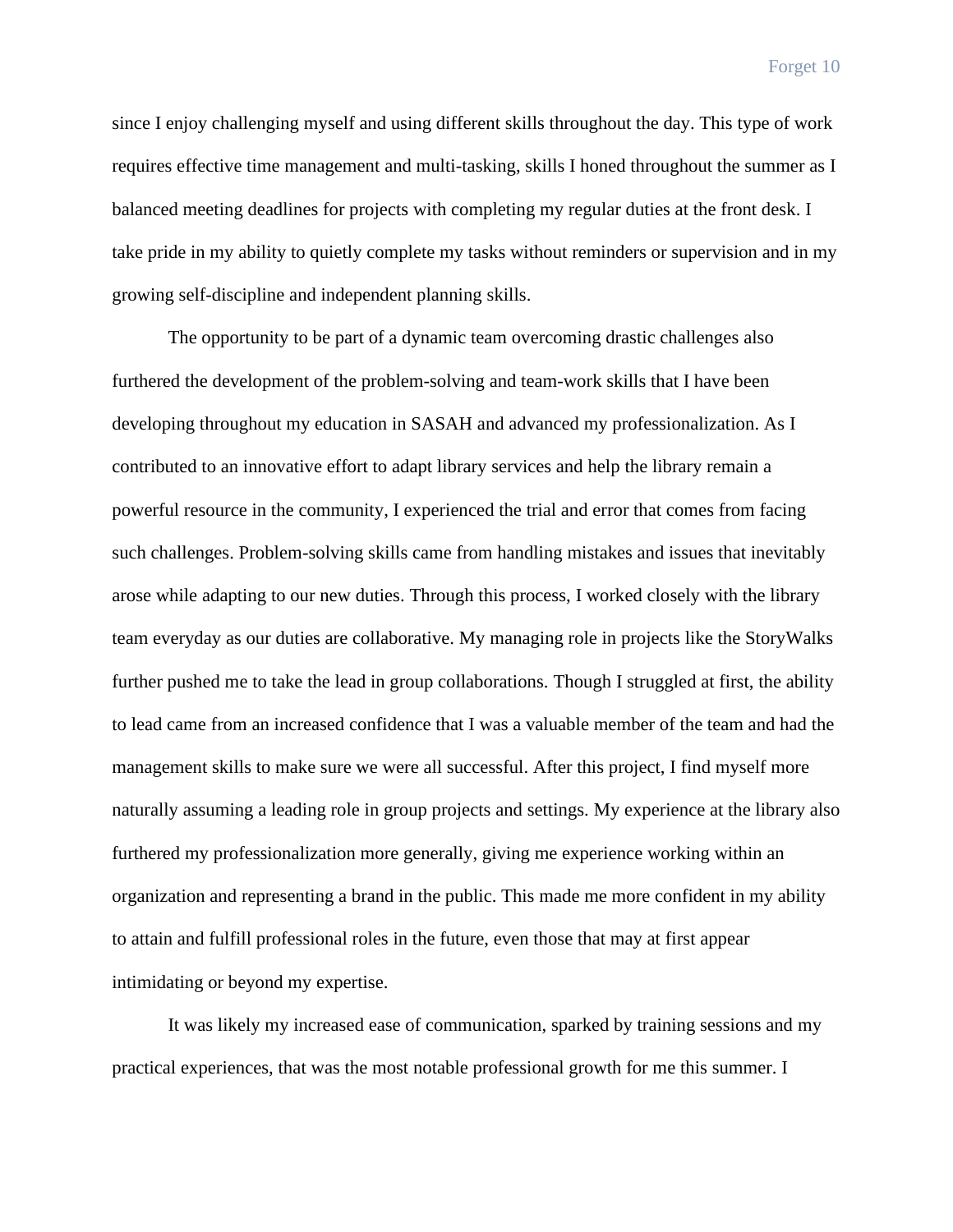since I enjoy challenging myself and using different skills throughout the day. This type of work requires effective time management and multi-tasking, skills I honed throughout the summer as I balanced meeting deadlines for projects with completing my regular duties at the front desk. I take pride in my ability to quietly complete my tasks without reminders or supervision and in my growing self-discipline and independent planning skills.

The opportunity to be part of a dynamic team overcoming drastic challenges also furthered the development of the problem-solving and team-work skills that I have been developing throughout my education in SASAH and advanced my professionalization. As I contributed to an innovative effort to adapt library services and help the library remain a powerful resource in the community, I experienced the trial and error that comes from facing such challenges. Problem-solving skills came from handling mistakes and issues that inevitably arose while adapting to our new duties. Through this process, I worked closely with the library team everyday as our duties are collaborative. My managing role in projects like the StoryWalks further pushed me to take the lead in group collaborations. Though I struggled at first, the ability to lead came from an increased confidence that I was a valuable member of the team and had the management skills to make sure we were all successful. After this project, I find myself more naturally assuming a leading role in group projects and settings. My experience at the library also furthered my professionalization more generally, giving me experience working within an organization and representing a brand in the public. This made me more confident in my ability to attain and fulfill professional roles in the future, even those that may at first appear intimidating or beyond my expertise.

It was likely my increased ease of communication, sparked by training sessions and my practical experiences, that was the most notable professional growth for me this summer. I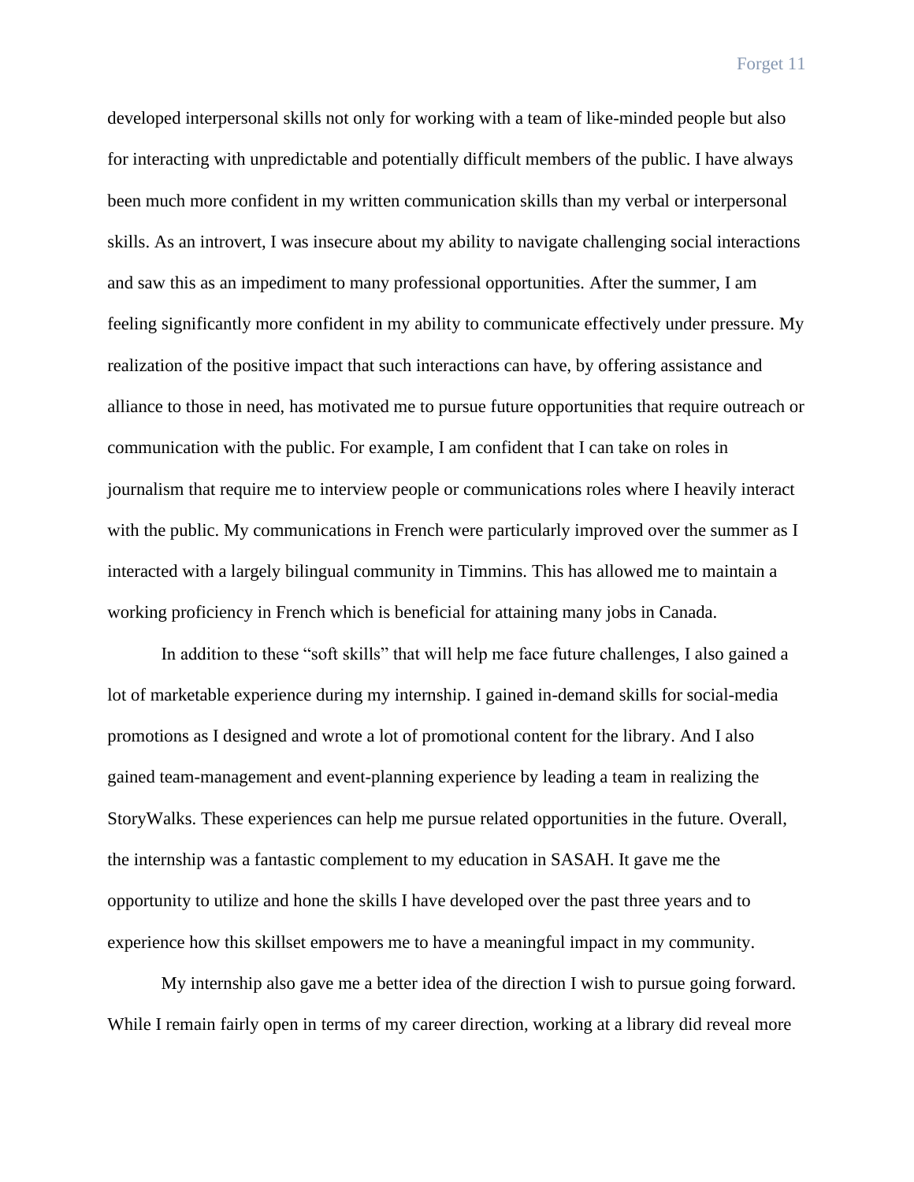developed interpersonal skills not only for working with a team of like-minded people but also for interacting with unpredictable and potentially difficult members of the public. I have always been much more confident in my written communication skills than my verbal or interpersonal skills. As an introvert, I was insecure about my ability to navigate challenging social interactions and saw this as an impediment to many professional opportunities. After the summer, I am feeling significantly more confident in my ability to communicate effectively under pressure. My realization of the positive impact that such interactions can have, by offering assistance and alliance to those in need, has motivated me to pursue future opportunities that require outreach or communication with the public. For example, I am confident that I can take on roles in journalism that require me to interview people or communications roles where I heavily interact with the public. My communications in French were particularly improved over the summer as I interacted with a largely bilingual community in Timmins. This has allowed me to maintain a working proficiency in French which is beneficial for attaining many jobs in Canada.

In addition to these "soft skills" that will help me face future challenges, I also gained a lot of marketable experience during my internship. I gained in-demand skills for social-media promotions as I designed and wrote a lot of promotional content for the library. And I also gained team-management and event-planning experience by leading a team in realizing the StoryWalks. These experiences can help me pursue related opportunities in the future. Overall, the internship was a fantastic complement to my education in SASAH. It gave me the opportunity to utilize and hone the skills I have developed over the past three years and to experience how this skillset empowers me to have a meaningful impact in my community.

My internship also gave me a better idea of the direction I wish to pursue going forward. While I remain fairly open in terms of my career direction, working at a library did reveal more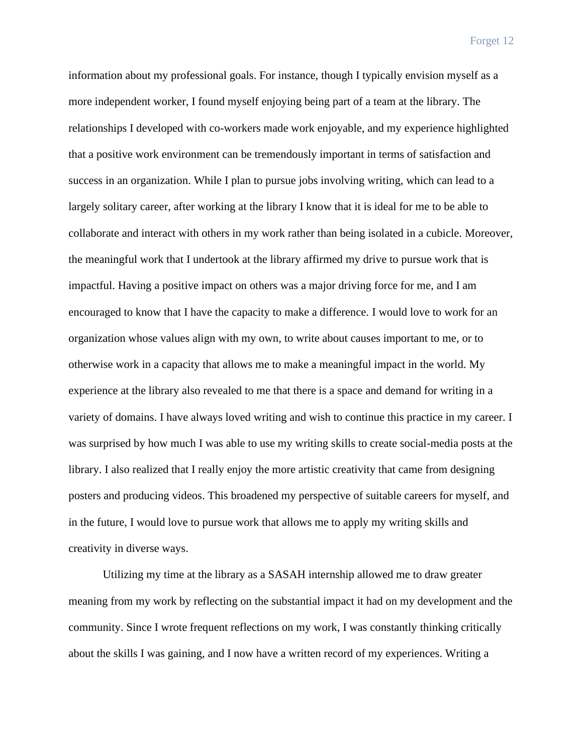information about my professional goals. For instance, though I typically envision myself as a more independent worker, I found myself enjoying being part of a team at the library. The relationships I developed with co-workers made work enjoyable, and my experience highlighted that a positive work environment can be tremendously important in terms of satisfaction and success in an organization. While I plan to pursue jobs involving writing, which can lead to a largely solitary career, after working at the library I know that it is ideal for me to be able to collaborate and interact with others in my work rather than being isolated in a cubicle. Moreover, the meaningful work that I undertook at the library affirmed my drive to pursue work that is impactful. Having a positive impact on others was a major driving force for me, and I am encouraged to know that I have the capacity to make a difference. I would love to work for an organization whose values align with my own, to write about causes important to me, or to otherwise work in a capacity that allows me to make a meaningful impact in the world. My experience at the library also revealed to me that there is a space and demand for writing in a variety of domains. I have always loved writing and wish to continue this practice in my career. I was surprised by how much I was able to use my writing skills to create social-media posts at the library. I also realized that I really enjoy the more artistic creativity that came from designing posters and producing videos. This broadened my perspective of suitable careers for myself, and in the future, I would love to pursue work that allows me to apply my writing skills and creativity in diverse ways.

Utilizing my time at the library as a SASAH internship allowed me to draw greater meaning from my work by reflecting on the substantial impact it had on my development and the community. Since I wrote frequent reflections on my work, I was constantly thinking critically about the skills I was gaining, and I now have a written record of my experiences. Writing a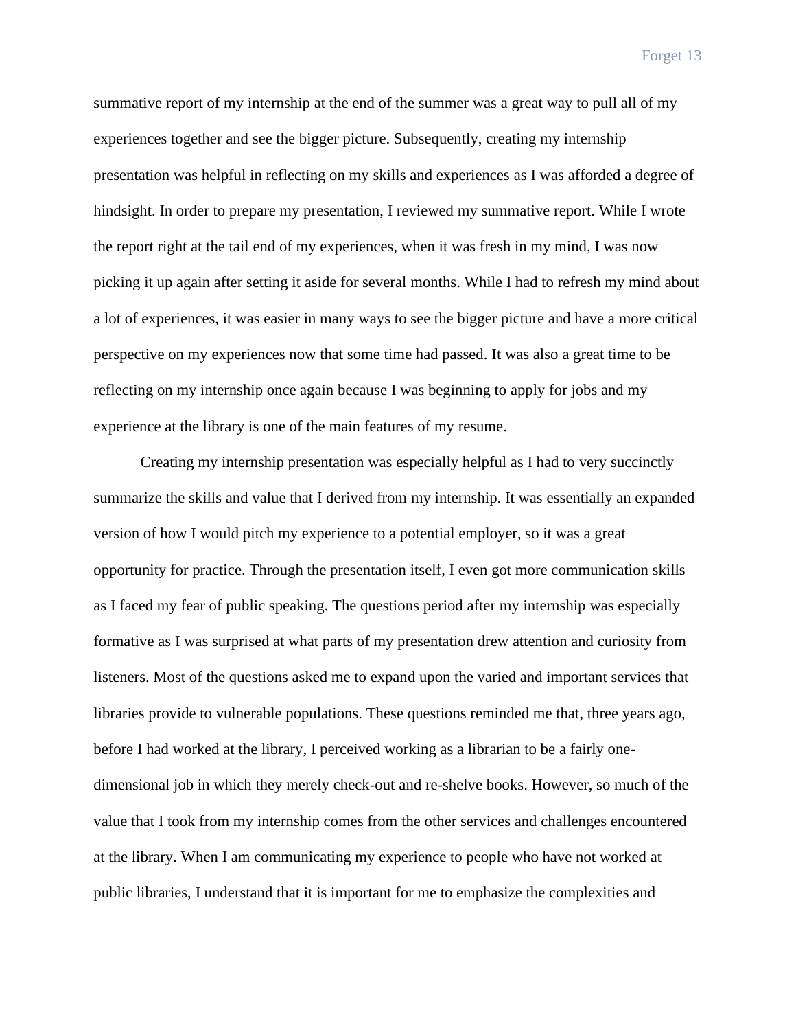summative report of my internship at the end of the summer was a great way to pull all of my experiences together and see the bigger picture. Subsequently, creating my internship presentation was helpful in reflecting on my skills and experiences as I was afforded a degree of hindsight. In order to prepare my presentation, I reviewed my summative report. While I wrote the report right at the tail end of my experiences, when it was fresh in my mind, I was now picking it up again after setting it aside for several months. While I had to refresh my mind about a lot of experiences, it was easier in many ways to see the bigger picture and have a more critical perspective on my experiences now that some time had passed. It was also a great time to be reflecting on my internship once again because I was beginning to apply for jobs and my experience at the library is one of the main features of my resume.

Creating my internship presentation was especially helpful as I had to very succinctly summarize the skills and value that I derived from my internship. It was essentially an expanded version of how I would pitch my experience to a potential employer, so it was a great opportunity for practice. Through the presentation itself, I even got more communication skills as I faced my fear of public speaking. The questions period after my internship was especially formative as I was surprised at what parts of my presentation drew attention and curiosity from listeners. Most of the questions asked me to expand upon the varied and important services that libraries provide to vulnerable populations. These questions reminded me that, three years ago, before I had worked at the library, I perceived working as a librarian to be a fairly one-dimensional job in which they merely check-out and re-shelve books. However, so much of the value that I took from my internship comes from the other services and challenges encountered at the library. When I am communicating my experience to people who have not worked at public libraries, I understand that it is important for me to emphasize the complexities and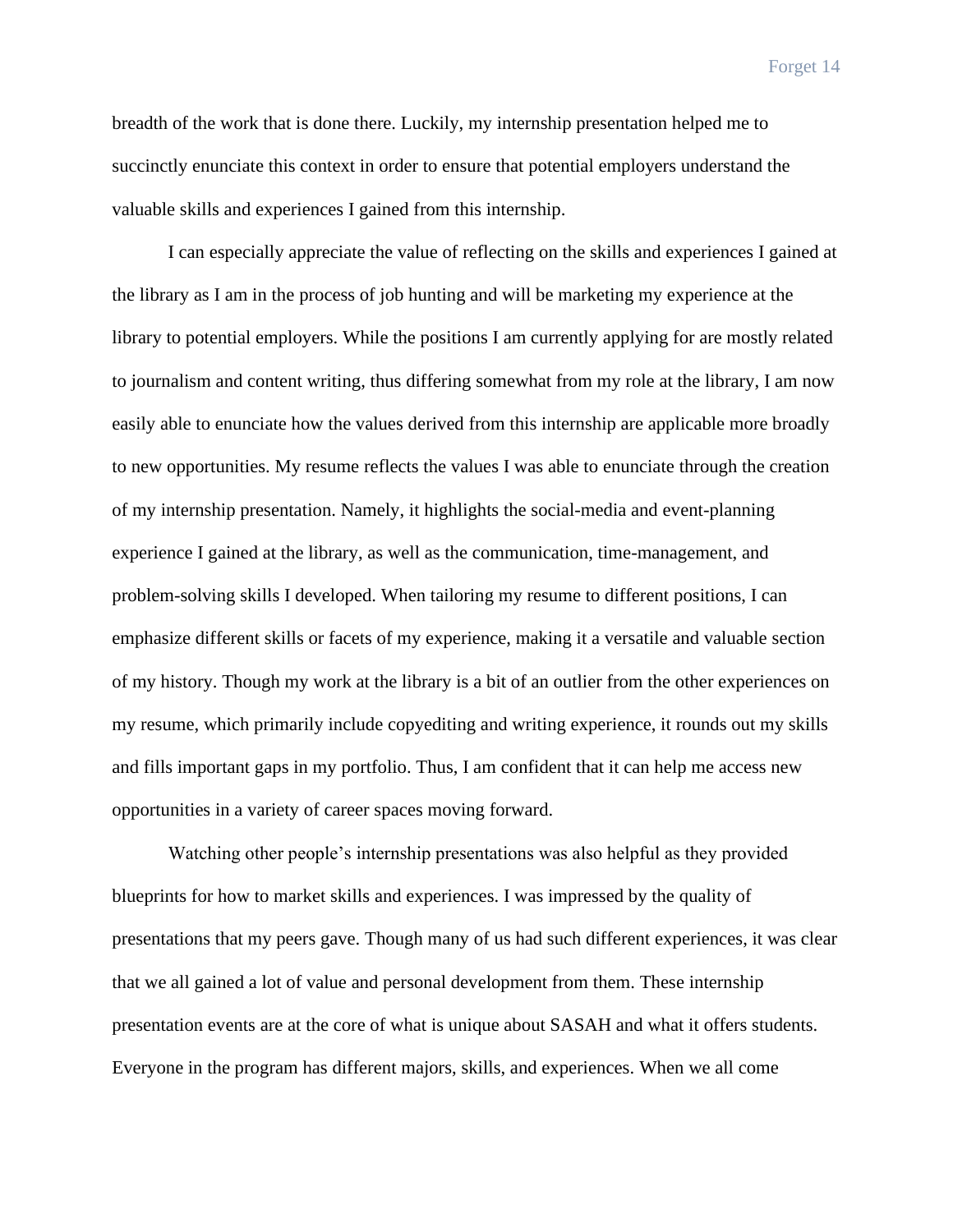breadth of the work that is done there. Luckily, my internship presentation helped me to succinctly enunciate this context in order to ensure that potential employers understand the valuable skills and experiences I gained from this internship.

I can especially appreciate the value of reflecting on the skills and experiences I gained at the library as I am in the process of job hunting and will be marketing my experience at the library to potential employers. While the positions I am currently applying for are mostly related to journalism and content writing, thus differing somewhat from my role at the library, I am now easily able to enunciate how the values derived from this internship are applicable more broadly to new opportunities. My resume reflects the values I was able to enunciate through the creation of my internship presentation. Namely, it highlights the social-media and event-planning experience I gained at the library, as well as the communication, time-management, and problem-solving skills I developed. When tailoring my resume to different positions, I can emphasize different skills or facets of my experience, making it a versatile and valuable section of my history. Though my work at the library is a bit of an outlier from the other experiences on my resume, which primarily include copyediting and writing experience, it rounds out my skills and fills important gaps in my portfolio. Thus, I am confident that it can help me access new opportunities in a variety of career spaces moving forward.

Watching other people's internship presentations was also helpful as they provided blueprints for how to market skills and experiences. I was impressed by the quality of presentations that my peers gave. Though many of us had such different experiences, it was clear that we all gained a lot of value and personal development from them. These internship presentation events are at the core of what is unique about SASAH and what it offers students. Everyone in the program has different majors, skills, and experiences. When we all come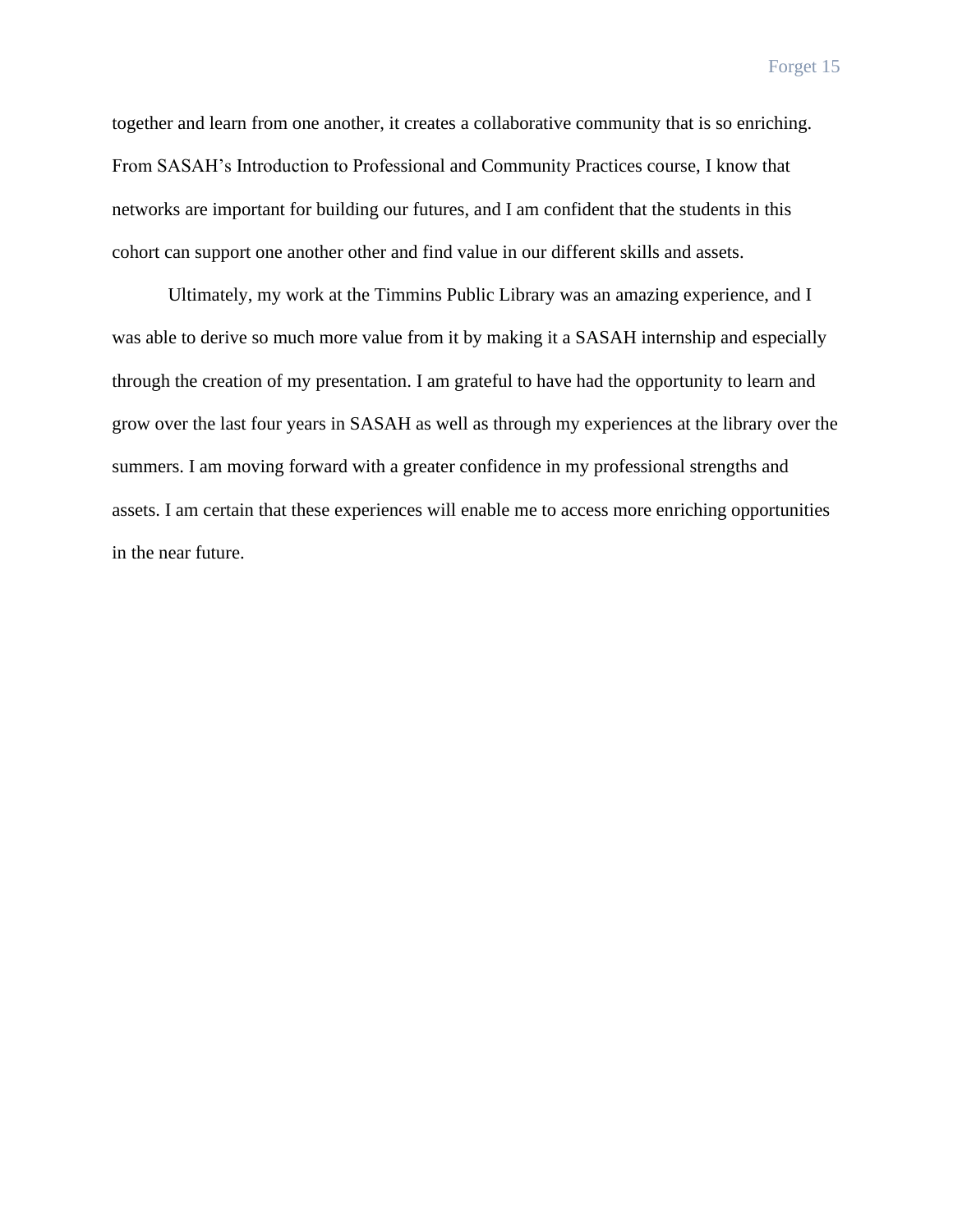together and learn from one another, it creates a collaborative community that is so enriching. From SASAH's Introduction to Professional and Community Practices course, I know that networks are important for building our futures, and I am confident that the students in this cohort can support one another other and find value in our different skills and assets.

Ultimately, my work at the Timmins Public Library was an amazing experience, and I was able to derive so much more value from it by making it a SASAH internship and especially through the creation of my presentation. I am grateful to have had the opportunity to learn and grow over the last four years in SASAH as well as through my experiences at the library over the summers. I am moving forward with a greater confidence in my professional strengths and assets. I am certain that these experiences will enable me to access more enriching opportunities in the near future.